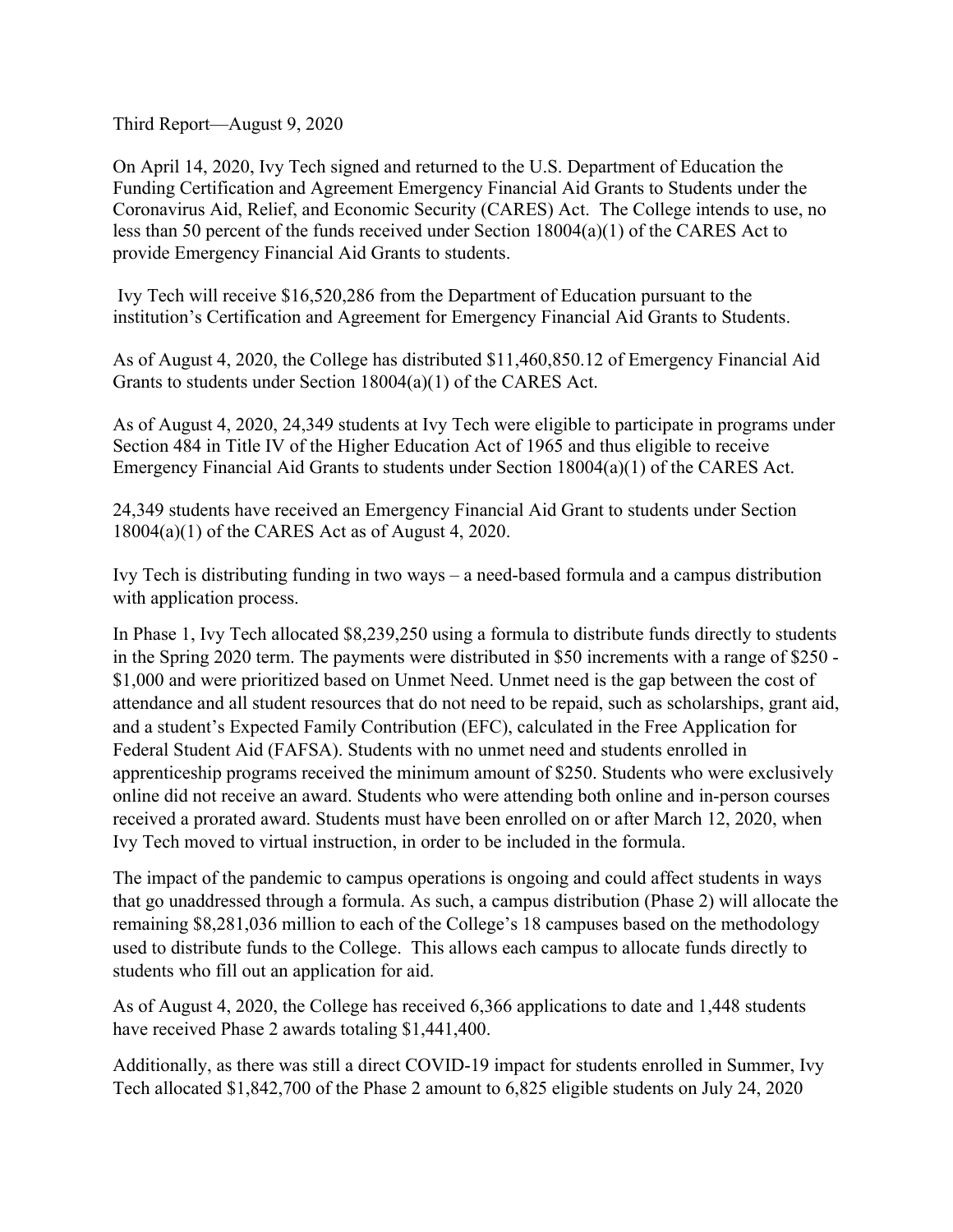Third Report—August 9, 2020

On April 14, 2020, Ivy Tech signed and returned to the U.S. Department of Education the Funding Certification and Agreement Emergency Financial Aid Grants to Students under the Coronavirus Aid, Relief, and Economic Security (CARES) Act. The College intends to use, no less than 50 percent of the funds received under Section 18004(a)(1) of the CARES Act to provide Emergency Financial Aid Grants to students.

Ivy Tech will receive $16,520,286 from the Department of Education pursuant to the institution's Certification and Agreement for Emergency Financial Aid Grants to Students.

As of August 4, 2020, the College has distributed $11,460,850.12 of Emergency Financial Aid Grants to students under Section 18004(a)(1) of the CARES Act.

As of August 4, 2020, 24,349 students at Ivy Tech were eligible to participate in programs under Section 484 in Title IV of the Higher Education Act of 1965 and thus eligible to receive Emergency Financial Aid Grants to students under Section 18004(a)(1) of the CARES Act.

24,349 students have received an Emergency Financial Aid Grant to students under Section 18004(a)(1) of the CARES Act as of August 4, 2020.

Ivy Tech is distributing funding in two ways – a need-based formula and a campus distribution with application process.

In Phase 1, Ivy Tech allocated $8,239,250 using a formula to distribute funds directly to students in the Spring 2020 term. The payments were distributed in $50 increments with a range of $250 - $1,000 and were prioritized based on Unmet Need. Unmet need is the gap between the cost of attendance and all student resources that do not need to be repaid, such as scholarships, grant aid, and a student's Expected Family Contribution (EFC), calculated in the Free Application for Federal Student Aid (FAFSA). Students with no unmet need and students enrolled in apprenticeship programs received the minimum amount of $250. Students who were exclusively online did not receive an award. Students who were attending both online and in-person courses received a prorated award. Students must have been enrolled on or after March 12, 2020, when Ivy Tech moved to virtual instruction, in order to be included in the formula.

The impact of the pandemic to campus operations is ongoing and could affect students in ways that go unaddressed through a formula. As such, a campus distribution (Phase 2) will allocate the remaining $8,281,036 million to each of the College's 18 campuses based on the methodology used to distribute funds to the College. This allows each campus to allocate funds directly to students who fill out an application for aid.

As of August 4, 2020, the College has received 6,366 applications to date and 1,448 students have received Phase 2 awards totaling $1,441,400.

Additionally, as there was still a direct COVID-19 impact for students enrolled in Summer, Ivy Tech allocated $1,842,700 of the Phase 2 amount to 6,825 eligible students on July 24, 2020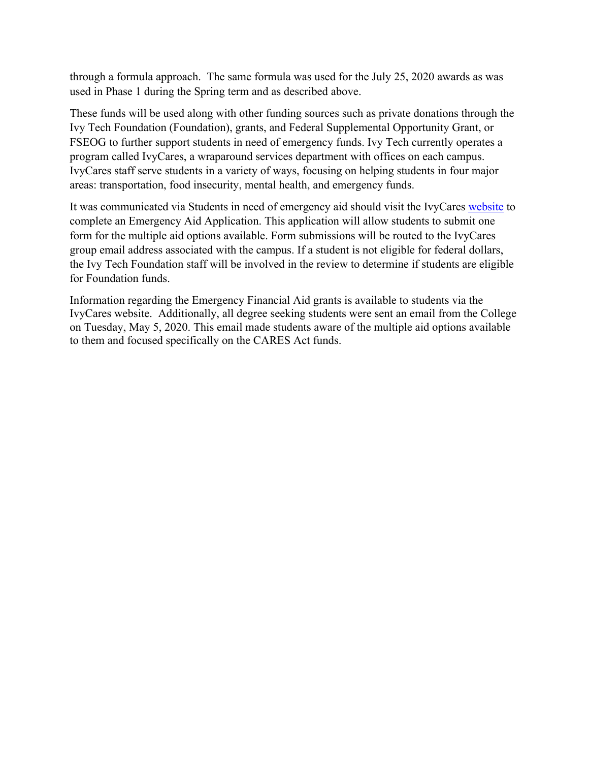through a formula approach. The same formula was used for the July 25, 2020 awards as was used in Phase 1 during the Spring term and as described above.

These funds will be used along with other funding sources such as private donations through the Ivy Tech Foundation (Foundation), grants, and Federal Supplemental Opportunity Grant, or FSEOG to further support students in need of emergency funds. Ivy Tech currently operates a program called IvyCares, a wraparound services department with offices on each campus. IvyCares staff serve students in a variety of ways, focusing on helping students in four major areas: transportation, food insecurity, mental health, and emergency funds.

It was communicated via Students in need of emergency aid should visit the IvyCares website to complete an Emergency Aid Application. This application will allow students to submit one form for the multiple aid options available. Form submissions will be routed to the IvyCares group email address associated with the campus. If a student is not eligible for federal dollars, the Ivy Tech Foundation staff will be involved in the review to determine if students are eligible for Foundation funds.

Information regarding the Emergency Financial Aid grants is available to students via the IvyCares website. Additionally, all degree seeking students were sent an email from the College on Tuesday, May 5, 2020. This email made students aware of the multiple aid options available to them and focused specifically on the CARES Act funds.